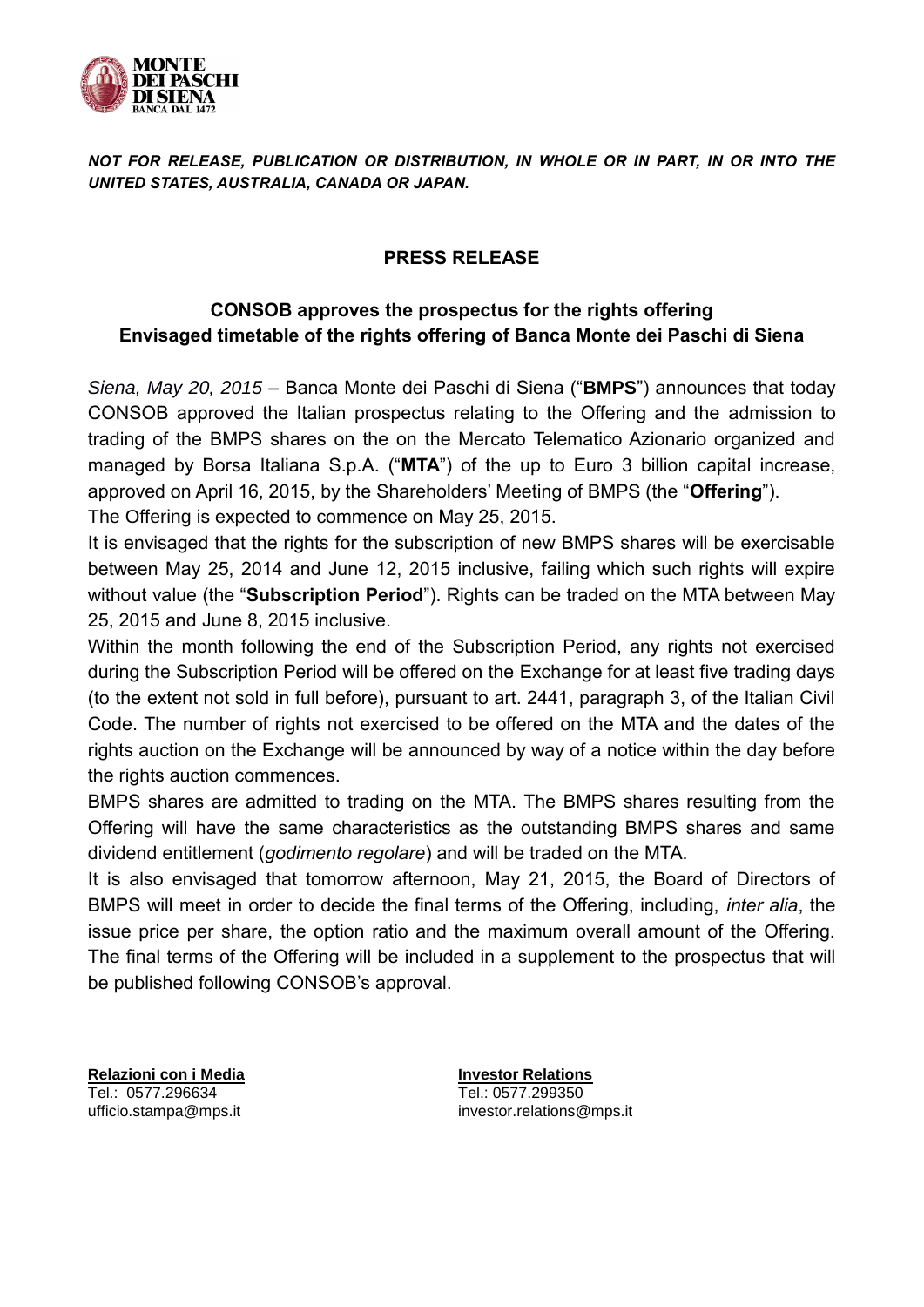*NOT FOR RELEASE, PUBLICATION OR DISTRIBUTION, IN WHOLE OR IN PART, IN OR INTO THE UNITED STATES, AUSTRALIA, CANADA OR JAPAN.*

# PRESS RELEASE

## CONSOB approves the prospectus for the rights offering
## Envisaged timetable of the rights offering of Banca Monte dei Paschi di Siena

*Siena, May 20, 2015* – Banca Monte dei Paschi di Siena ("**BMPS**") announces that today CONSOB approved the Italian prospectus relating to the Offering and the admission to trading of the BMPS shares on the on the Mercato Telematico Azionario organized and managed by Borsa Italiana S.p.A. ("**MTA**") of the up to Euro 3 billion capital increase, approved on April 16, 2015, by the Shareholders' Meeting of BMPS (the "**Offering**").

The Offering is expected to commence on May 25, 2015.

It is envisaged that the rights for the subscription of new BMPS shares will be exercisable between May 25, 2014 and June 12, 2015 inclusive, failing which such rights will expire without value (the "**Subscription Period**"). Rights can be traded on the MTA between May 25, 2015 and June 8, 2015 inclusive.

Within the month following the end of the Subscription Period, any rights not exercised during the Subscription Period will be offered on the Exchange for at least five trading days (to the extent not sold in full before), pursuant to art. 2441, paragraph 3, of the Italian Civil Code. The number of rights not exercised to be offered on the MTA and the dates of the rights auction on the Exchange will be announced by way of a notice within the day before the rights auction commences.

BMPS shares are admitted to trading on the MTA. The BMPS shares resulting from the Offering will have the same characteristics as the outstanding BMPS shares and same dividend entitlement (*godimento regolare*) and will be traded on the MTA.

It is also envisaged that tomorrow afternoon, May 21, 2015, the Board of Directors of BMPS will meet in order to decide the final terms of the Offering, including, *inter alia*, the issue price per share, the option ratio and the maximum overall amount of the Offering. The final terms of the Offering will be included in a supplement to the prospectus that will be published following CONSOB's approval.

**Relazioni con i Media**
Tel.: 0577.296634
ufficio.stampa@mps.it

**Investor Relations**
Tel.: 0577.299350
investor.relations@mps.it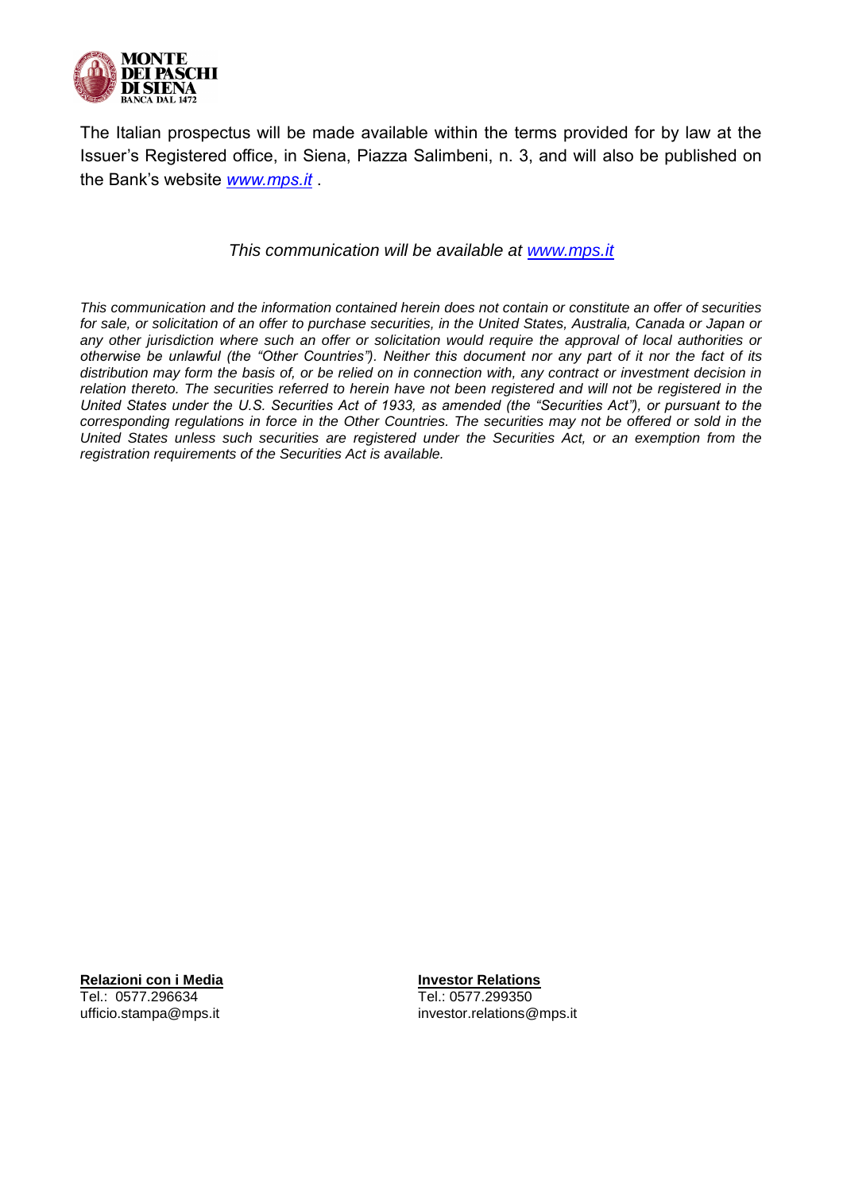The Italian prospectus will be made available within the terms provided for by law at the Issuer's Registered office, in Siena, Piazza Salimbeni, n. 3, and will also be published on the Bank's website *www.mps.it* .

*This communication will be available at www.mps.it*

*This communication and the information contained herein does not contain or constitute an offer of securities for sale, or solicitation of an offer to purchase securities, in the United States, Australia, Canada or Japan or any other jurisdiction where such an offer or solicitation would require the approval of local authorities or otherwise be unlawful (the "Other Countries"). Neither this document nor any part of it nor the fact of its distribution may form the basis of, or be relied on in connection with, any contract or investment decision in relation thereto. The securities referred to herein have not been registered and will not be registered in the United States under the U.S. Securities Act of 1933, as amended (the "Securities Act"), or pursuant to the corresponding regulations in force in the Other Countries. The securities may not be offered or sold in the United States unless such securities are registered under the Securities Act, or an exemption from the registration requirements of the Securities Act is available.*

**Relazioni con i Media**
Tel.: 0577.296634
ufficio.stampa@mps.it

**Investor Relations**
Tel.: 0577.299350
investor.relations@mps.it